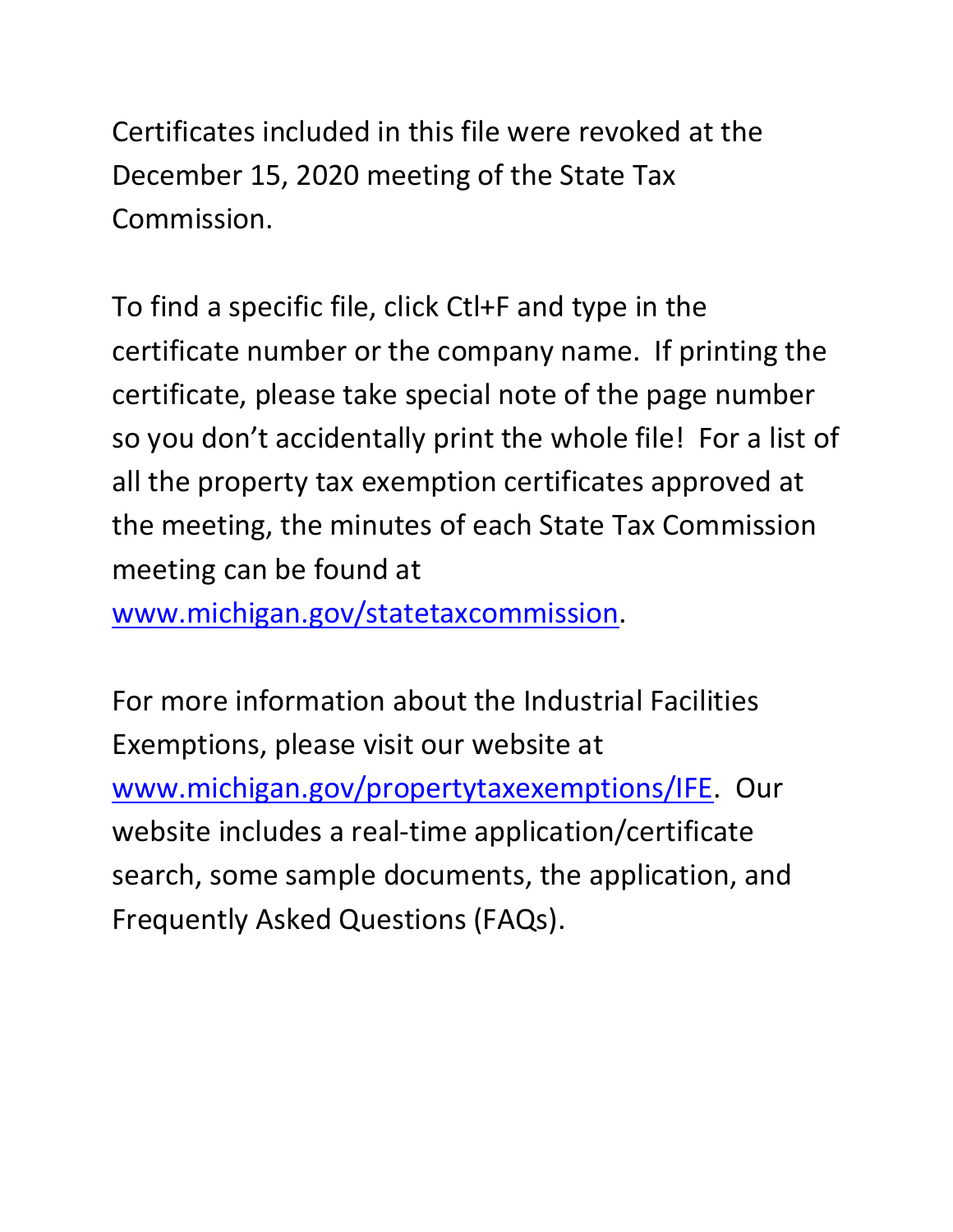Certificates included in this file were revoked at the December 15, 2020 meeting of the State Tax Commission.

To find a specific file, click Ctl+F and type in the certificate number or the company name. If printing the certificate, please take special note of the page number so you don't accidentally print the whole file! For a list of all the property tax exemption certificates approved at the meeting, the minutes of each State Tax Commission meeting can be found at [www.michigan.gov/statetaxcommission](http://www.michigan.gov/statetaxcommission).

For more information about the Industrial Facilities Exemptions, please visit our website at [www.michigan.gov/propertytaxexemptions/IFE](http://www.michigan.gov/propertytaxexemptions/IFE). Our website includes a real-time application/certificate search, some sample documents, the application, and Frequently Asked Questions (FAQs).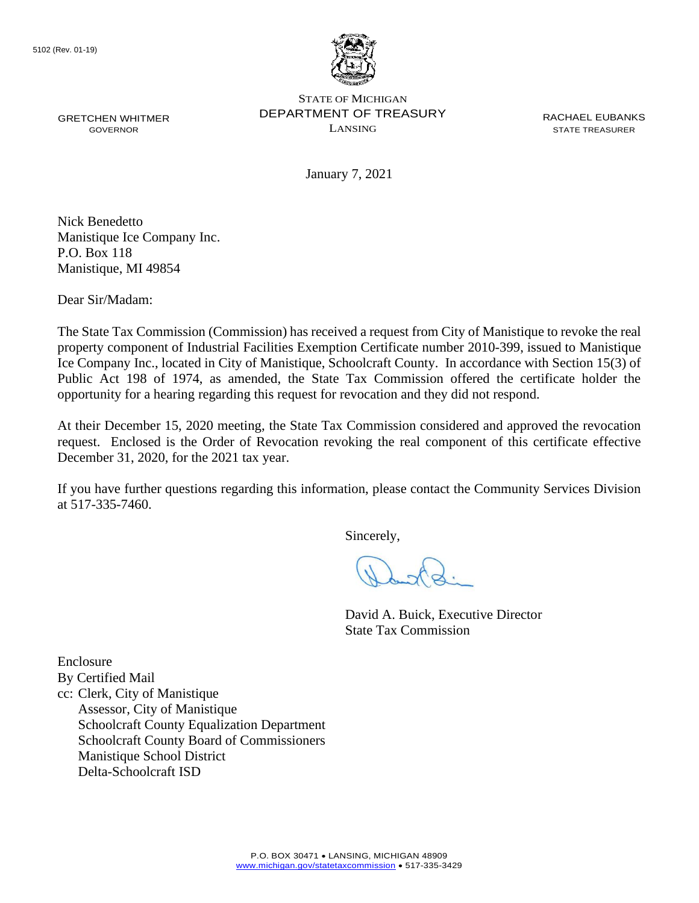5102 (Rev. 01-19)

STATE OF MICHIGAN
DEPARTMENT OF TREASURY
LANSING

GRETCHEN WHITMER
GOVERNOR

RACHAEL EUBANKS
STATE TREASURER

January 7, 2021

Nick Benedetto
Manistique Ice Company Inc.
P.O. Box 118
Manistique, MI 49854

Dear Sir/Madam:

The State Tax Commission (Commission) has received a request from City of Manistique to revoke the real property component of Industrial Facilities Exemption Certificate number 2010-399, issued to Manistique Ice Company Inc., located in City of Manistique, Schoolcraft County. In accordance with Section 15(3) of Public Act 198 of 1974, as amended, the State Tax Commission offered the certificate holder the opportunity for a hearing regarding this request for revocation and they did not respond.

At their December 15, 2020 meeting, the State Tax Commission considered and approved the revocation request. Enclosed is the Order of Revocation revoking the real component of this certificate effective December 31, 2020, for the 2021 tax year.

If you have further questions regarding this information, please contact the Community Services Division at 517-335-7460.

Sincerely,

David A. Buick, Executive Director
State Tax Commission

Enclosure
By Certified Mail
cc: Clerk, City of Manistique
Assessor, City of Manistique
Schoolcraft County Equalization Department
Schoolcraft County Board of Commissioners
Manistique School District
Delta-Schoolcraft ISD

P.O. BOX 30471 • LANSING, MICHIGAN 48909
www.michigan.gov/statetaxcommission • 517-335-3429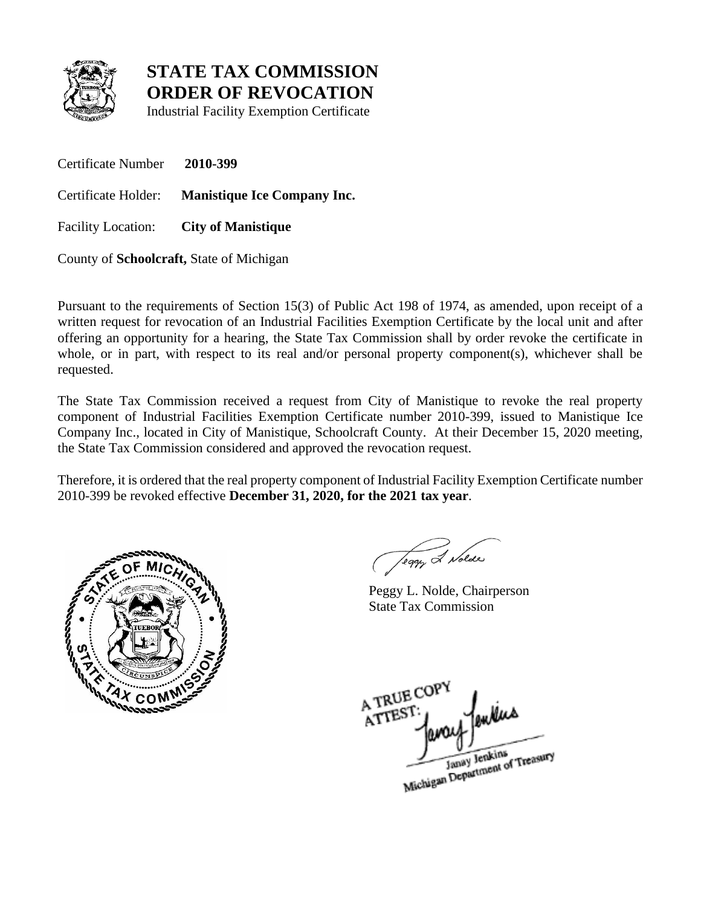# STATE TAX COMMISSION
# ORDER OF REVOCATION

Industrial Facility Exemption Certificate

Certificate Number **2010-399**

Certificate Holder: **Manistique Ice Company Inc.**

Facility Location: **City of Manistique**

County of **Schoolcraft,** State of Michigan

Pursuant to the requirements of Section 15(3) of Public Act 198 of 1974, as amended, upon receipt of a written request for revocation of an Industrial Facilities Exemption Certificate by the local unit and after offering an opportunity for a hearing, the State Tax Commission shall by order revoke the certificate in whole, or in part, with respect to its real and/or personal property component(s), whichever shall be requested.

The State Tax Commission received a request from City of Manistique to revoke the real property component of Industrial Facilities Exemption Certificate number 2010-399, issued to Manistique Ice Company Inc., located in City of Manistique, Schoolcraft County. At their December 15, 2020 meeting, the State Tax Commission considered and approved the revocation request.

Therefore, it is ordered that the real property component of Industrial Facility Exemption Certificate number 2010-399 be revoked effective **December 31, 2020, for the 2021 tax year**.

Peggy L. Nolde, Chairperson
State Tax Commission

A TRUE COPY
ATTEST:
Janay Jenkins
Michigan Department of Treasury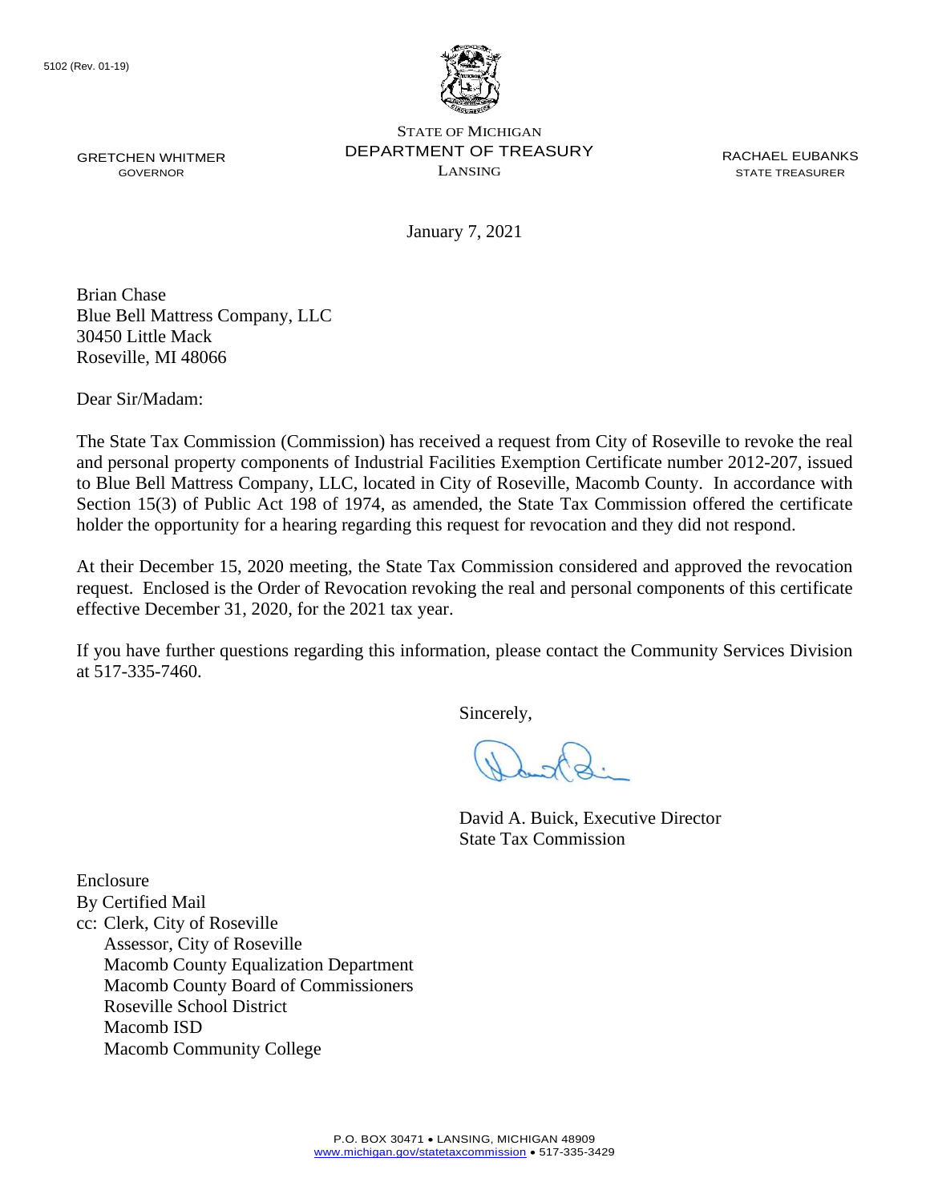5102 (Rev. 01-19)

STATE OF MICHIGAN
DEPARTMENT OF TREASURY
LANSING

GRETCHEN WHITMER
GOVERNOR

RACHAEL EUBANKS
STATE TREASURER

January 7, 2021

Brian Chase
Blue Bell Mattress Company, LLC
30450 Little Mack
Roseville, MI 48066

Dear Sir/Madam:

The State Tax Commission (Commission) has received a request from City of Roseville to revoke the real and personal property components of Industrial Facilities Exemption Certificate number 2012-207, issued to Blue Bell Mattress Company, LLC, located in City of Roseville, Macomb County. In accordance with Section 15(3) of Public Act 198 of 1974, as amended, the State Tax Commission offered the certificate holder the opportunity for a hearing regarding this request for revocation and they did not respond.

At their December 15, 2020 meeting, the State Tax Commission considered and approved the revocation request. Enclosed is the Order of Revocation revoking the real and personal components of this certificate effective December 31, 2020, for the 2021 tax year.

If you have further questions regarding this information, please contact the Community Services Division at 517-335-7460.

Sincerely,

David A. Buick, Executive Director
State Tax Commission

Enclosure
By Certified Mail
cc: Clerk, City of Roseville
Assessor, City of Roseville
Macomb County Equalization Department
Macomb County Board of Commissioners
Roseville School District
Macomb ISD
Macomb Community College

P.O. BOX 30471 • LANSING, MICHIGAN 48909
www.michigan.gov/statetaxcommission • 517-335-3429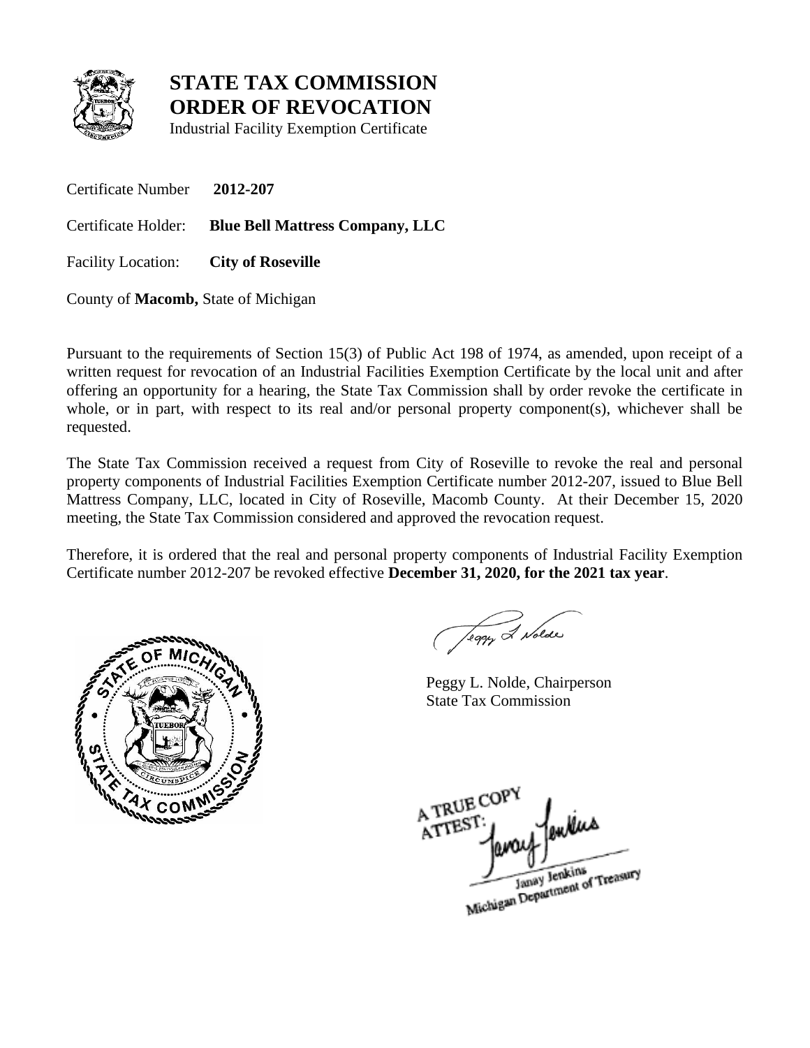# STATE TAX COMMISSION
# ORDER OF REVOCATION

Industrial Facility Exemption Certificate

Certificate Number **2012-207**

Certificate Holder: **Blue Bell Mattress Company, LLC**

Facility Location: **City of Roseville**

County of **Macomb,** State of Michigan

Pursuant to the requirements of Section 15(3) of Public Act 198 of 1974, as amended, upon receipt of a written request for revocation of an Industrial Facilities Exemption Certificate by the local unit and after offering an opportunity for a hearing, the State Tax Commission shall by order revoke the certificate in whole, or in part, with respect to its real and/or personal property component(s), whichever shall be requested.

The State Tax Commission received a request from City of Roseville to revoke the real and personal property components of Industrial Facilities Exemption Certificate number 2012-207, issued to Blue Bell Mattress Company, LLC, located in City of Roseville, Macomb County. At their December 15, 2020 meeting, the State Tax Commission considered and approved the revocation request.

Therefore, it is ordered that the real and personal property components of Industrial Facility Exemption Certificate number 2012-207 be revoked effective **December 31, 2020, for the 2021 tax year**.

Peggy L. Nolde, Chairperson
State Tax Commission

A TRUE COPY
ATTEST:
Janay Jenkins
Michigan Department of Treasury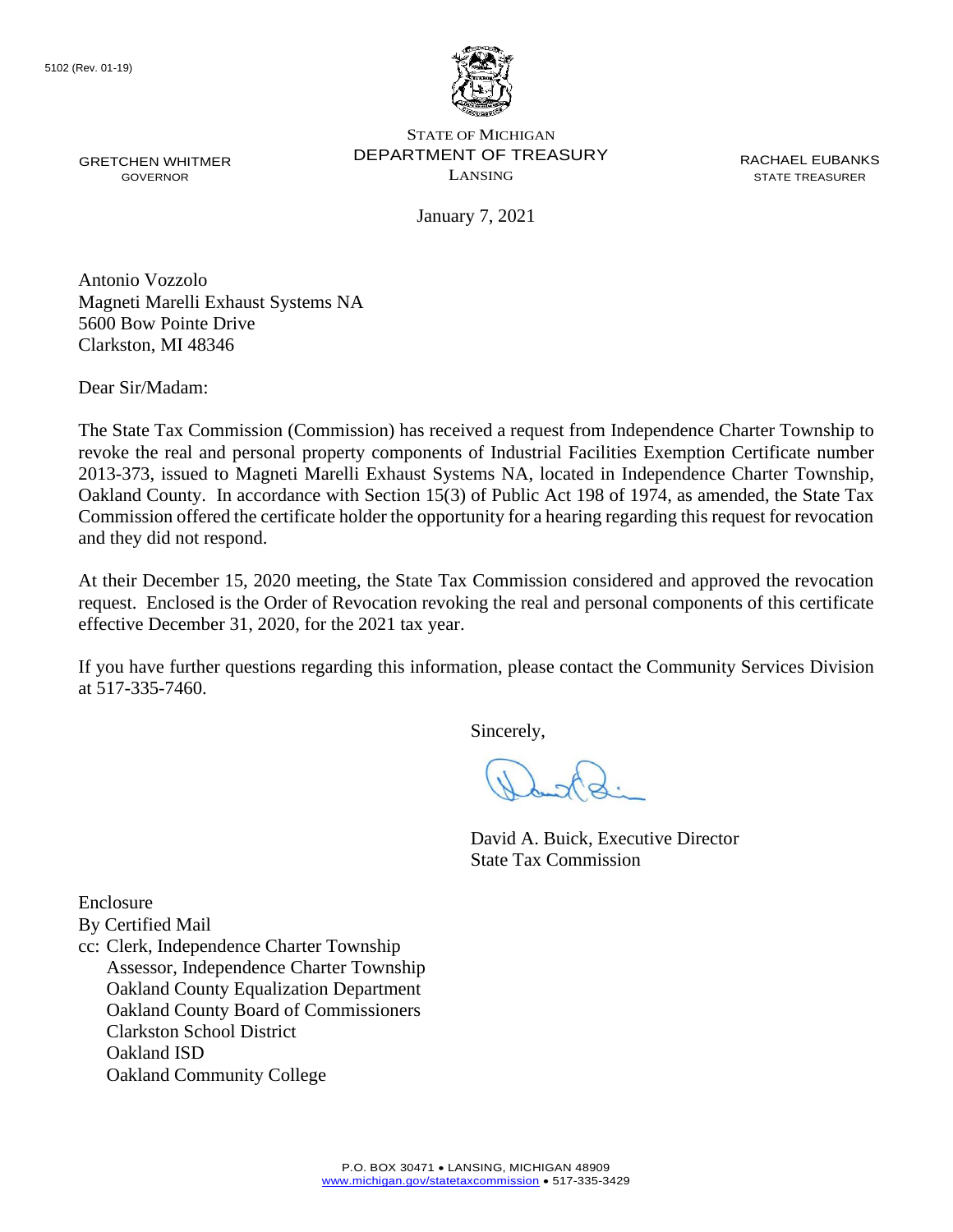5102 (Rev. 01-19)

GRETCHEN WHITMER
GOVERNOR

STATE OF MICHIGAN
DEPARTMENT OF TREASURY
LANSING

RACHAEL EUBANKS
STATE TREASURER

January 7, 2021

Antonio Vozzolo
Magneti Marelli Exhaust Systems NA
5600 Bow Pointe Drive
Clarkston, MI 48346

Dear Sir/Madam:

The State Tax Commission (Commission) has received a request from Independence Charter Township to revoke the real and personal property components of Industrial Facilities Exemption Certificate number 2013-373, issued to Magneti Marelli Exhaust Systems NA, located in Independence Charter Township, Oakland County. In accordance with Section 15(3) of Public Act 198 of 1974, as amended, the State Tax Commission offered the certificate holder the opportunity for a hearing regarding this request for revocation and they did not respond.

At their December 15, 2020 meeting, the State Tax Commission considered and approved the revocation request. Enclosed is the Order of Revocation revoking the real and personal components of this certificate effective December 31, 2020, for the 2021 tax year.

If you have further questions regarding this information, please contact the Community Services Division at 517-335-7460.

Sincerely,

David A. Buick, Executive Director
State Tax Commission

Enclosure
By Certified Mail
cc: Clerk, Independence Charter Township
Assessor, Independence Charter Township
Oakland County Equalization Department
Oakland County Board of Commissioners
Clarkston School District
Oakland ISD
Oakland Community College

P.O. BOX 30471 • LANSING, MICHIGAN 48909
www.michigan.gov/statetaxcommission • 517-335-3429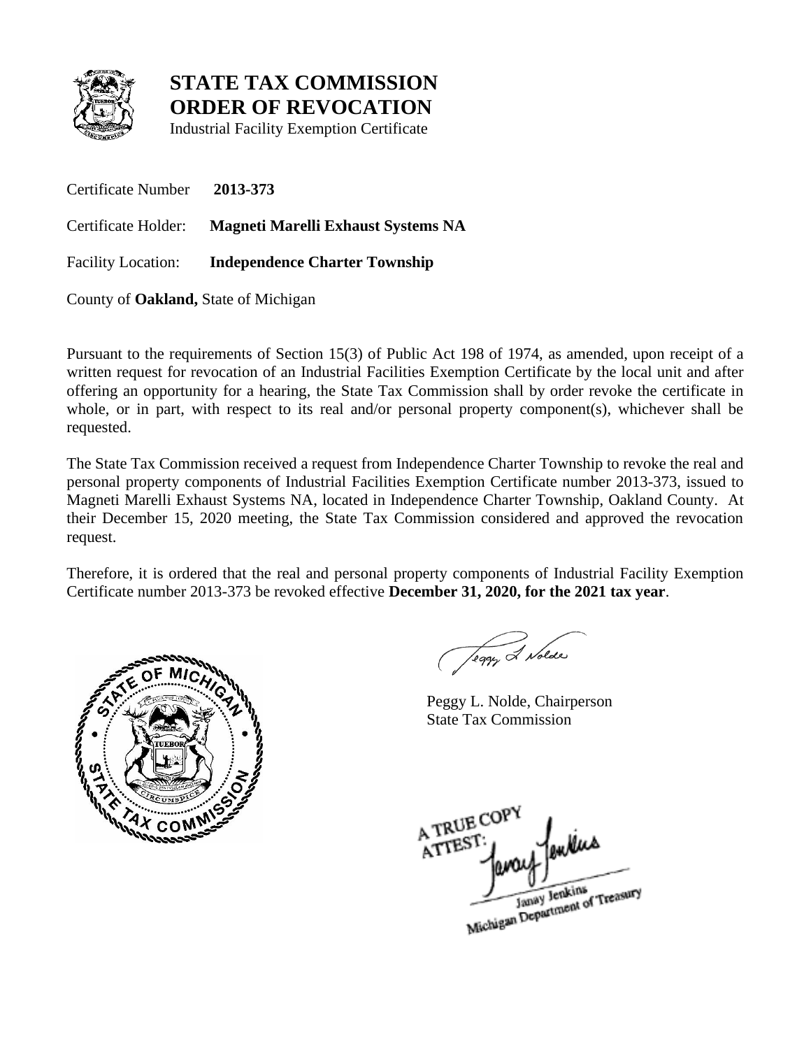# STATE TAX COMMISSION
# ORDER OF REVOCATION

Industrial Facility Exemption Certificate

Certificate Number **2013-373**

Certificate Holder: **Magneti Marelli Exhaust Systems NA**

Facility Location: **Independence Charter Township**

County of **Oakland,** State of Michigan

Pursuant to the requirements of Section 15(3) of Public Act 198 of 1974, as amended, upon receipt of a written request for revocation of an Industrial Facilities Exemption Certificate by the local unit and after offering an opportunity for a hearing, the State Tax Commission shall by order revoke the certificate in whole, or in part, with respect to its real and/or personal property component(s), whichever shall be requested.

The State Tax Commission received a request from Independence Charter Township to revoke the real and personal property components of Industrial Facilities Exemption Certificate number 2013-373, issued to Magneti Marelli Exhaust Systems NA, located in Independence Charter Township, Oakland County. At their December 15, 2020 meeting, the State Tax Commission considered and approved the revocation request.

Therefore, it is ordered that the real and personal property components of Industrial Facility Exemption Certificate number 2013-373 be revoked effective **December 31, 2020, for the 2021 tax year**.

Peggy L. Nolde, Chairperson
State Tax Commission

A TRUE COPY
ATTEST:
Janay Jenkins
Michigan Department of Treasury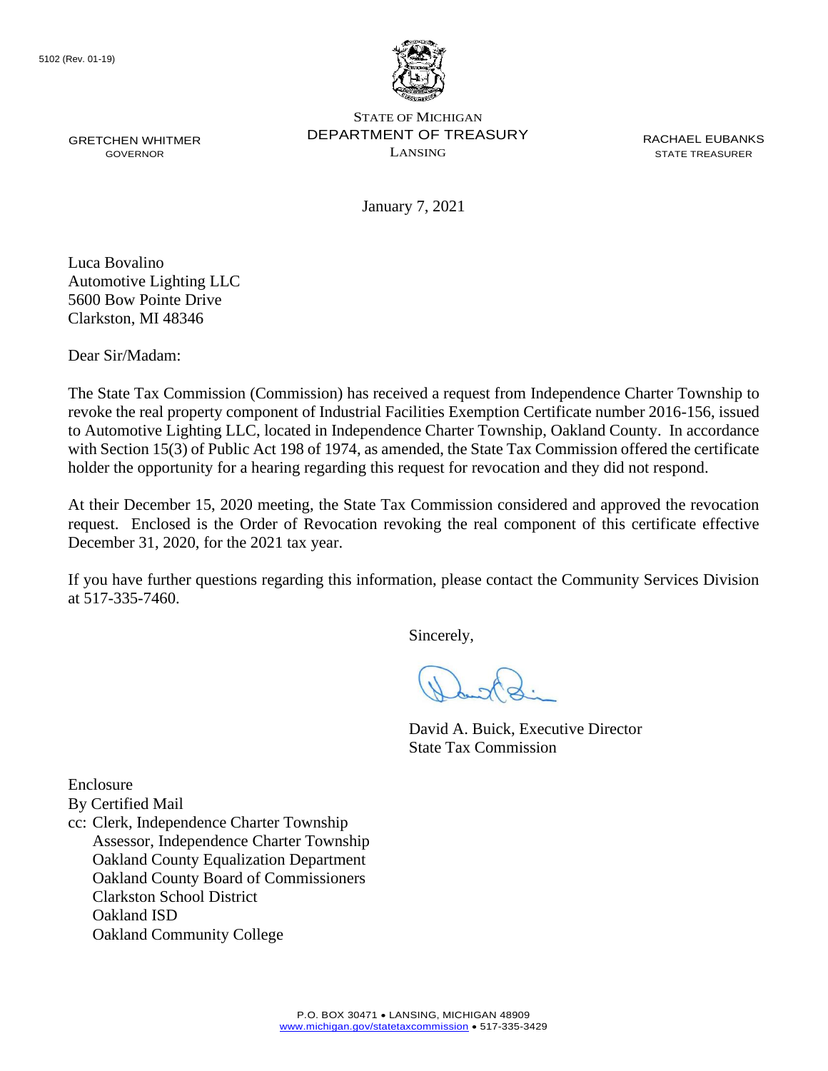5102 (Rev. 01-19)

STATE OF MICHIGAN
DEPARTMENT OF TREASURY
LANSING

GRETCHEN WHITMER
GOVERNOR

RACHAEL EUBANKS
STATE TREASURER

January 7, 2021

Luca Bovalino
Automotive Lighting LLC
5600 Bow Pointe Drive
Clarkston, MI 48346

Dear Sir/Madam:

The State Tax Commission (Commission) has received a request from Independence Charter Township to revoke the real property component of Industrial Facilities Exemption Certificate number 2016-156, issued to Automotive Lighting LLC, located in Independence Charter Township, Oakland County. In accordance with Section 15(3) of Public Act 198 of 1974, as amended, the State Tax Commission offered the certificate holder the opportunity for a hearing regarding this request for revocation and they did not respond.

At their December 15, 2020 meeting, the State Tax Commission considered and approved the revocation request. Enclosed is the Order of Revocation revoking the real component of this certificate effective December 31, 2020, for the 2021 tax year.

If you have further questions regarding this information, please contact the Community Services Division at 517-335-7460.

Sincerely,

David A. Buick, Executive Director
State Tax Commission

Enclosure
By Certified Mail
cc: Clerk, Independence Charter Township
Assessor, Independence Charter Township
Oakland County Equalization Department
Oakland County Board of Commissioners
Clarkston School District
Oakland ISD
Oakland Community College

P.O. BOX 30471 • LANSING, MICHIGAN 48909
www.michigan.gov/statetaxcommission • 517-335-3429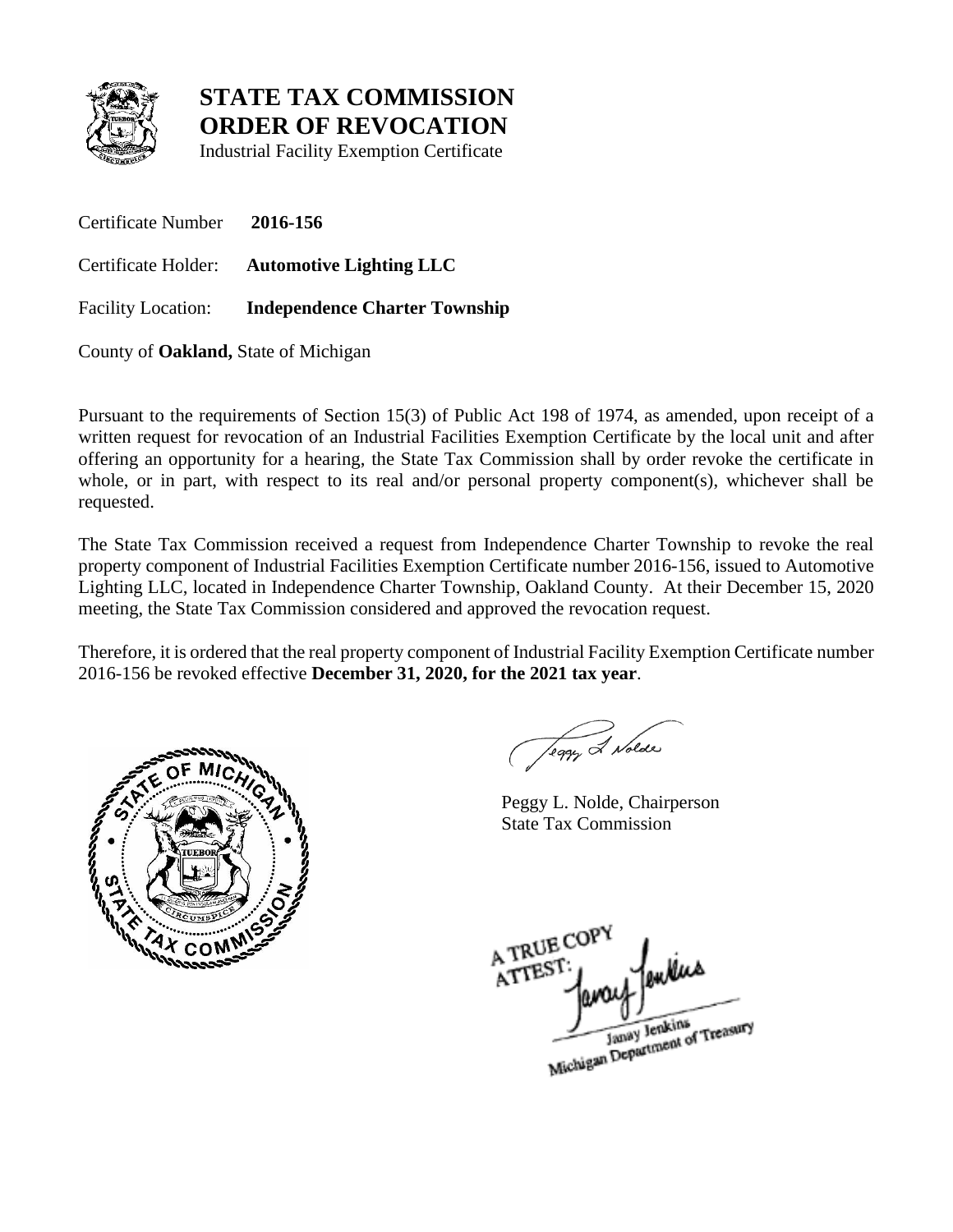# STATE TAX COMMISSION
# ORDER OF REVOCATION

Industrial Facility Exemption Certificate

Certificate Number **2016-156**

Certificate Holder: **Automotive Lighting LLC**

Facility Location: **Independence Charter Township**

County of **Oakland,** State of Michigan

Pursuant to the requirements of Section 15(3) of Public Act 198 of 1974, as amended, upon receipt of a written request for revocation of an Industrial Facilities Exemption Certificate by the local unit and after offering an opportunity for a hearing, the State Tax Commission shall by order revoke the certificate in whole, or in part, with respect to its real and/or personal property component(s), whichever shall be requested.

The State Tax Commission received a request from Independence Charter Township to revoke the real property component of Industrial Facilities Exemption Certificate number 2016-156, issued to Automotive Lighting LLC, located in Independence Charter Township, Oakland County. At their December 15, 2020 meeting, the State Tax Commission considered and approved the revocation request.

Therefore, it is ordered that the real property component of Industrial Facility Exemption Certificate number 2016-156 be revoked effective **December 31, 2020, for the 2021 tax year**.

Peggy L. Nolde, Chairperson
State Tax Commission

A TRUE COPY
ATTEST:
Janay Jenkins
Michigan Department of Treasury